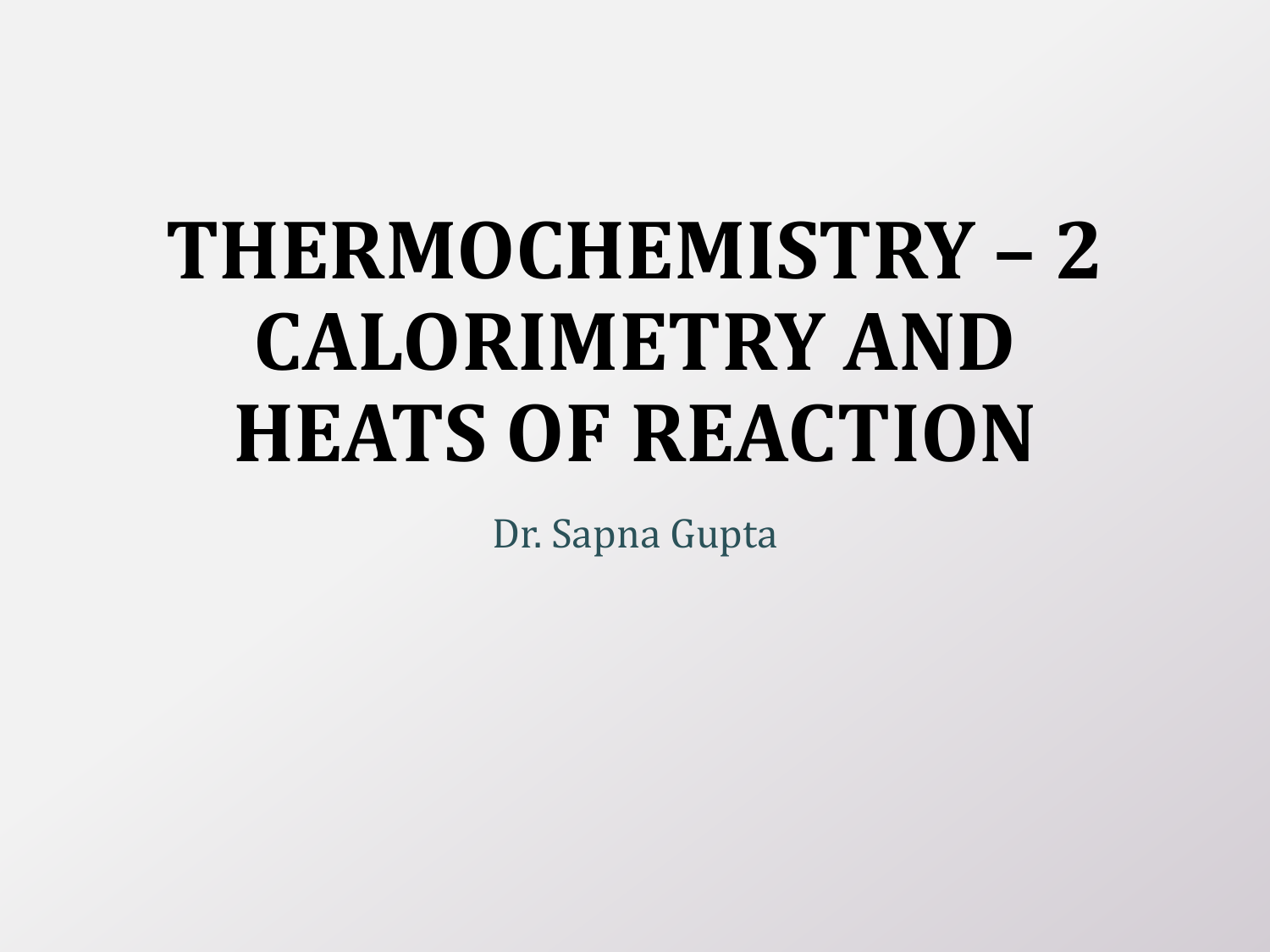# THERMOCHEMISTRY – 2 CALORIMETRY AND HEATS OF REACTION

Dr. Sapna Gupta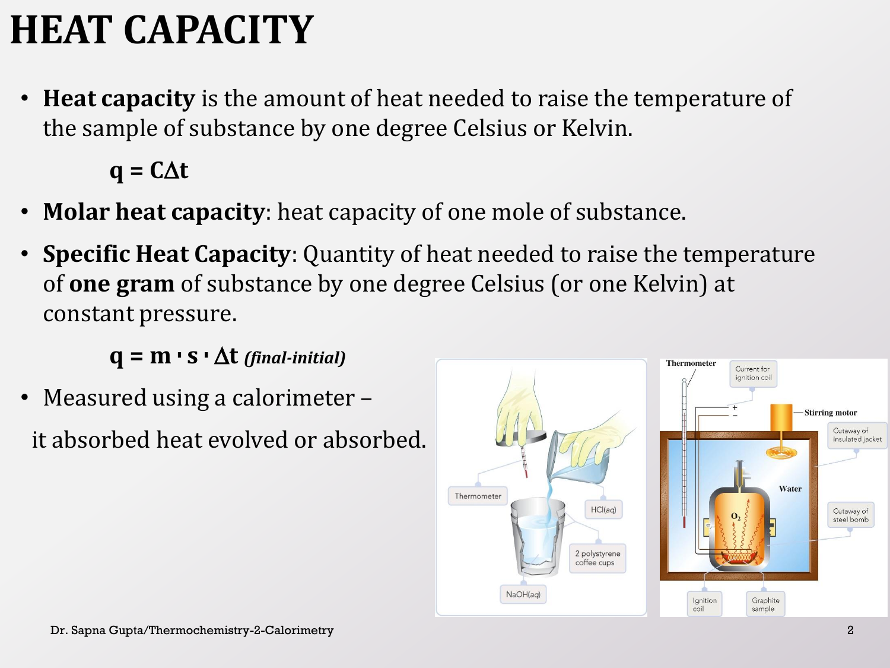# HEAT CAPACITY

- **Heat capacity** is the amount of heat needed to raise the temperature of the sample of substance by one degree Celsius or Kelvin.

  $$q = C\Delta t$$

- **Molar heat capacity**: heat capacity of one mole of substance.
- **Specific Heat Capacity**: Quantity of heat needed to raise the temperature of **one gram** of substance by one degree Celsius (or one Kelvin) at constant pressure.

  $$q = m \cdot s \cdot \Delta t \textit{ (final-initial)}$$

- Measured using a calorimeter –

  it absorbed heat evolved or absorbed.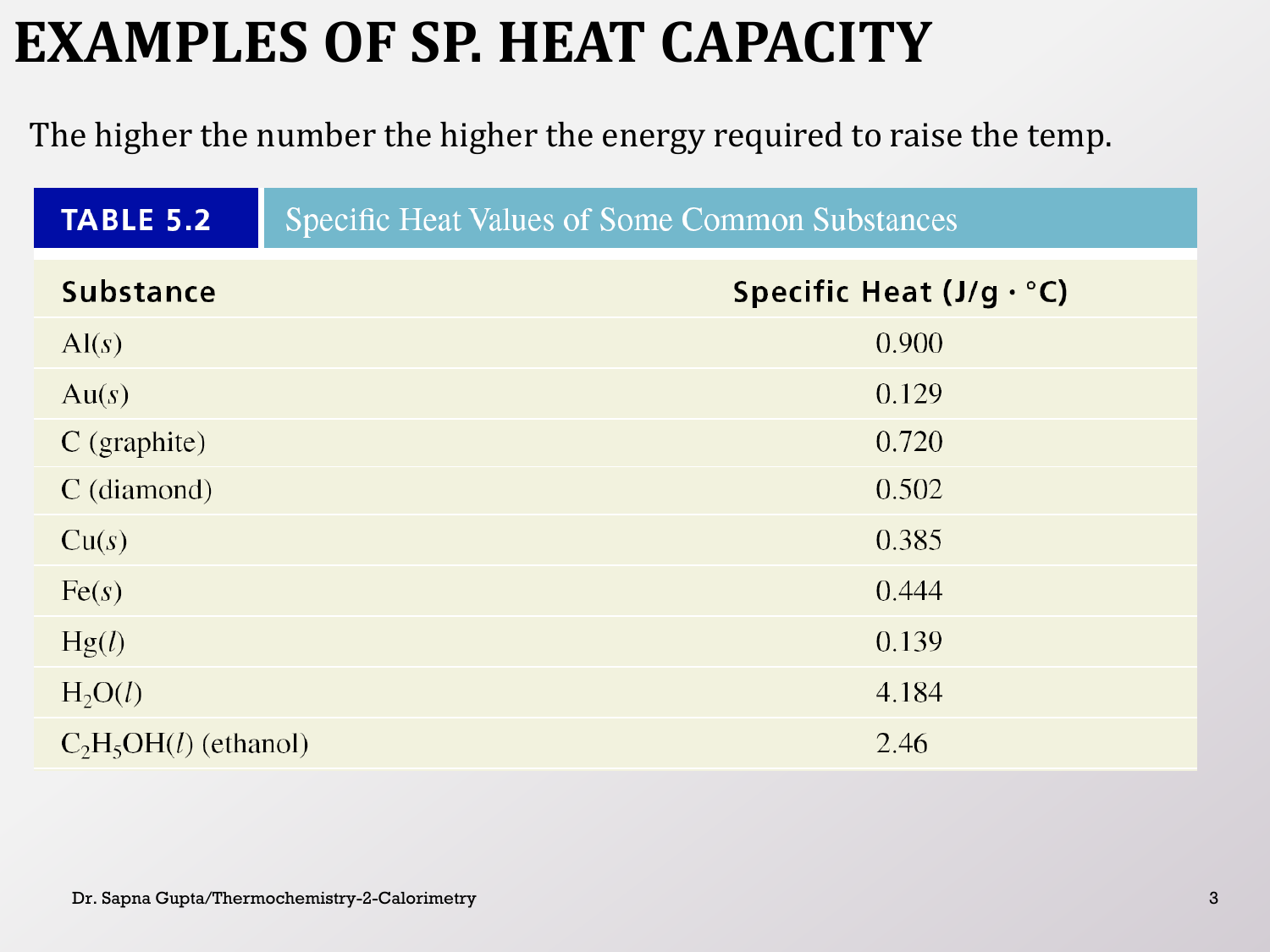# EXAMPLES OF SP. HEAT CAPACITY

The higher the number the higher the energy required to raise the temp.

**TABLE 5.2** Specific Heat Values of Some Common Substances

| Substance | Specific Heat (J/g · °C) |
|---|---|
| Al(*s*) | 0.900 |
| Au(*s*) | 0.129 |
| C (graphite) | 0.720 |
| C (diamond) | 0.502 |
| Cu(*s*) | 0.385 |
| Fe(*s*) | 0.444 |
| Hg(*l*) | 0.139 |
| $H_2O(l)$ | 4.184 |
| $C_2H_5OH(l)$ (ethanol) | 2.46 |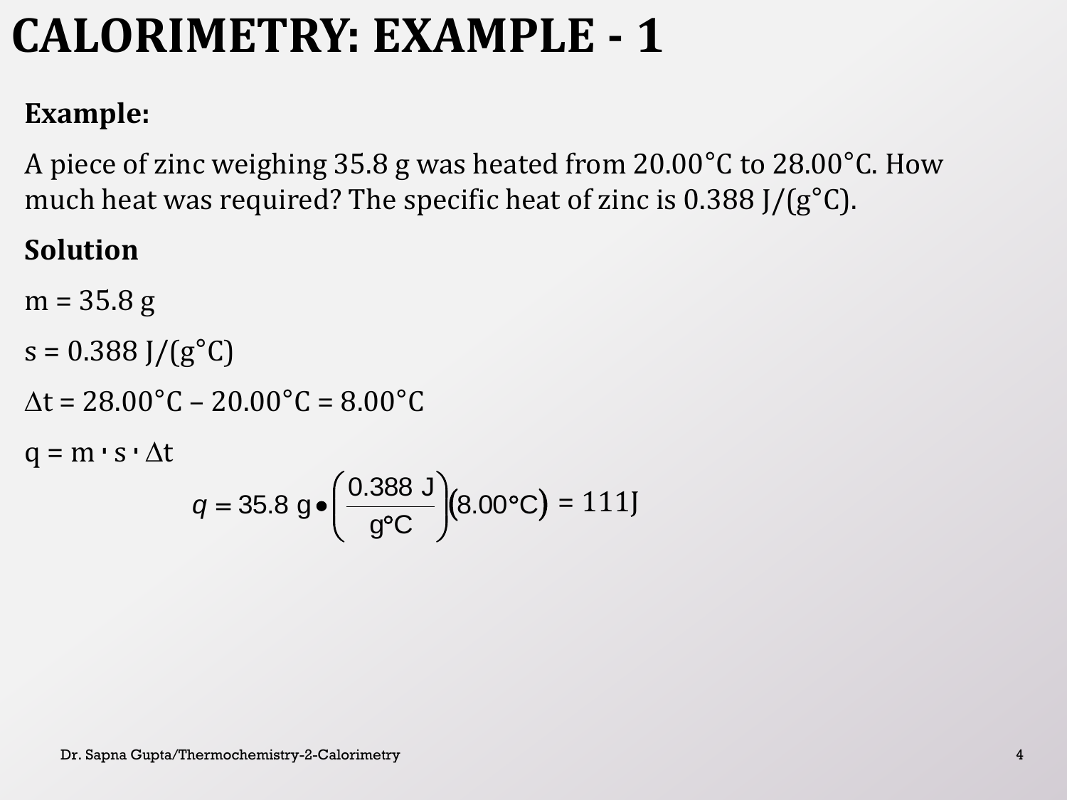# CALORIMETRY: EXAMPLE - 1

**Example:**

A piece of zinc weighing 35.8 g was heated from 20.00°C to 28.00°C. How much heat was required? The specific heat of zinc is 0.388 J/(g°C).

**Solution**

$m = 35.8$ g

$s = 0.388$ J/(g°C)

$\Delta t = 28.00°C - 20.00°C = 8.00°C$

$q = m \cdot s \cdot \Delta t$

$$q = 35.8 \text{ g} \bullet \left(\frac{0.388 \text{ J}}{\text{g°C}}\right)(8.00°\text{C}) = 111 \text{J}$$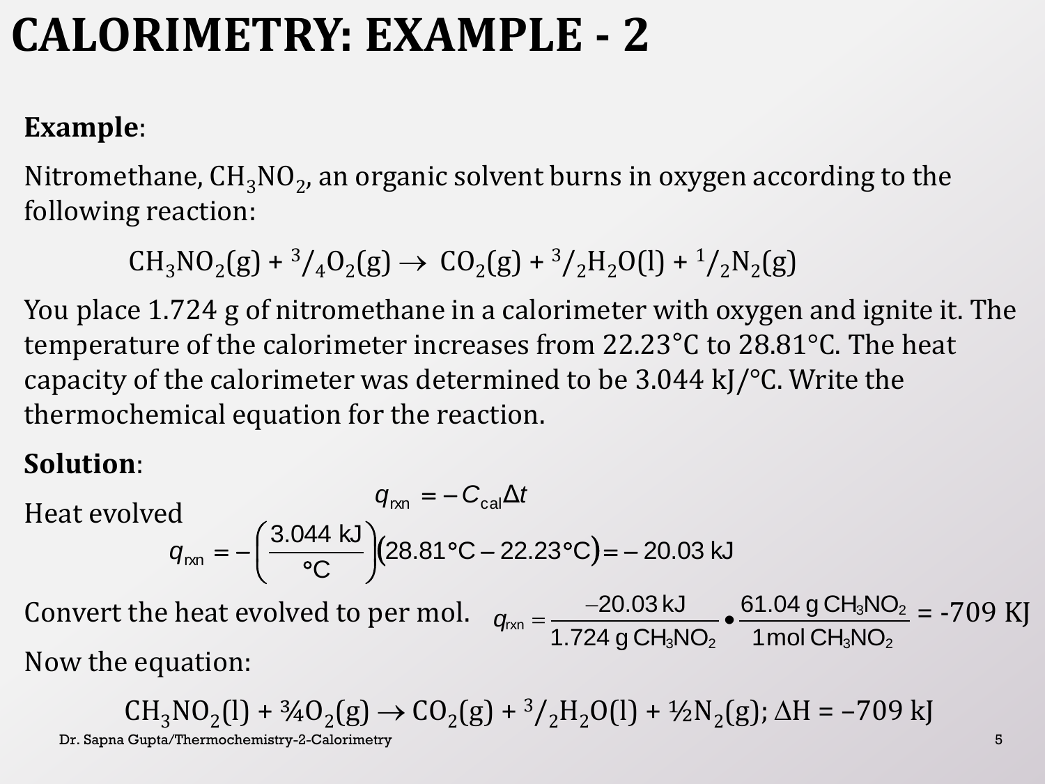# CALORIMETRY: EXAMPLE - 2

**Example**:

Nitromethane, $CH_3NO_2$, an organic solvent burns in oxygen according to the following reaction:

$$CH_3NO_2(g) + {}^{3}/_{4}O_2(g) \rightarrow CO_2(g) + {}^{3}/_{2}H_2O(l) + {}^{1}/_{2}N_2(g)$$

You place 1.724 g of nitromethane in a calorimeter with oxygen and ignite it. The temperature of the calorimeter increases from 22.23°C to 28.81°C. The heat capacity of the calorimeter was determined to be 3.044 kJ/°C. Write the thermochemical equation for the reaction.

**Solution**:

Heat evolved

$$q_{rxn} = -C_{cal}\Delta t$$

$$q_{rxn} = -\left(\frac{3.044 \text{ kJ}}{°\text{C}}\right)(28.81°\text{C} - 22.23°\text{C}) = -20.03 \text{ kJ}$$

Convert the heat evolved to per mol. $q_{rxn} = \frac{-20.03 \text{ kJ}}{1.724 \text{ g } CH_3NO_2} \bullet \frac{61.04 \text{ g } CH_3NO_2}{1 \text{ mol } CH_3NO_2}$ = -709 KJ

Now the equation:

$$CH_3NO_2(l) + {}^{3}/_{4}O_2(g) \rightarrow CO_2(g) + {}^{3}/_{2}H_2O(l) + {}^{1}/_{2}N_2(g); \Delta H = -709 \text{ kJ}$$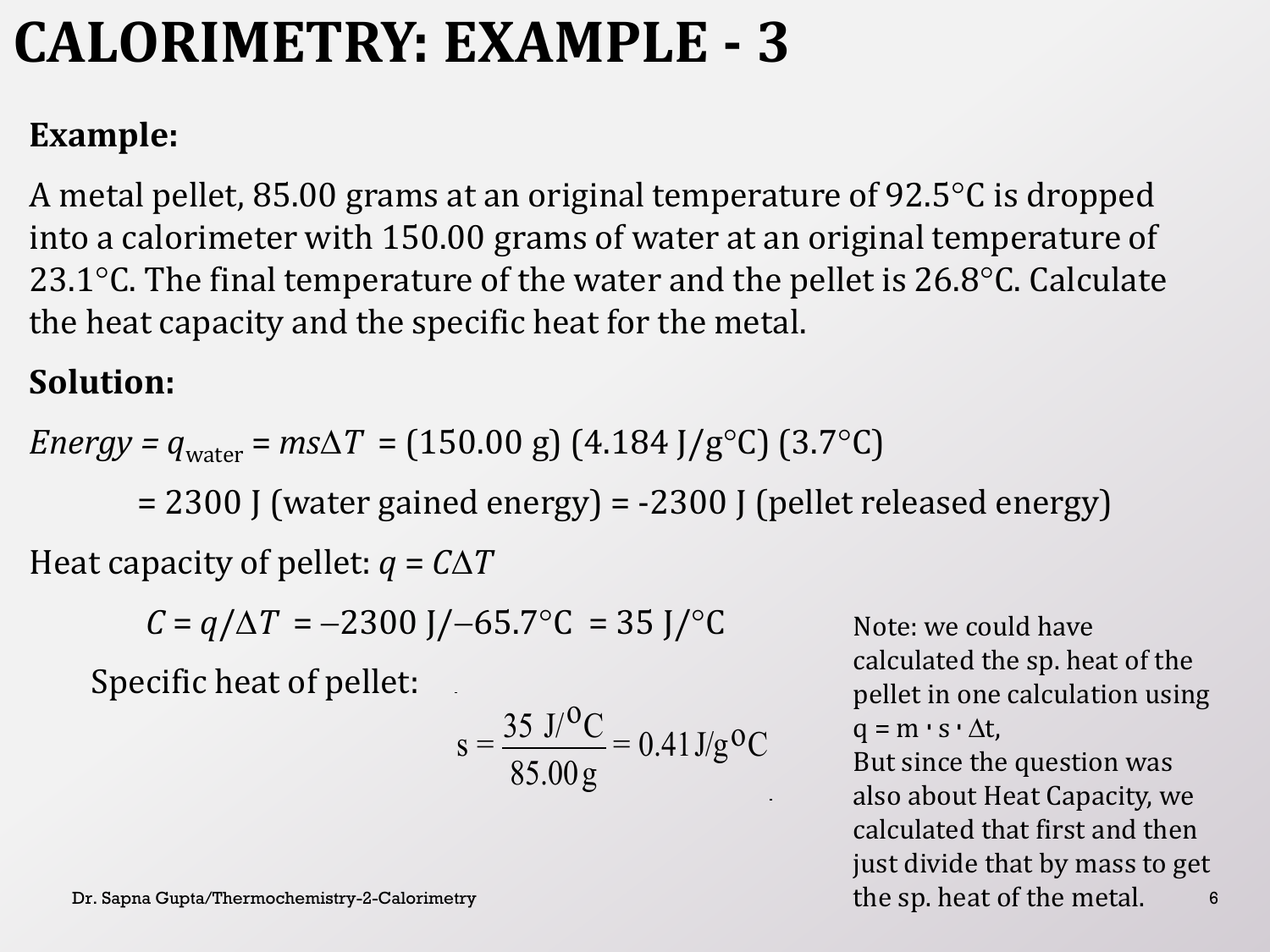# CALORIMETRY: EXAMPLE - 3

**Example:**

A metal pellet, 85.00 grams at an original temperature of 92.5°C is dropped into a calorimeter with 150.00 grams of water at an original temperature of 23.1°C. The final temperature of the water and the pellet is 26.8°C. Calculate the heat capacity and the specific heat for the metal.

**Solution:**

*Energy* = $q_{\text{water}} = ms\Delta T$ = (150.00 g) (4.184 J/g°C) (3.7°C)

= 2300 J (water gained energy) = -2300 J (pellet released energy)

Heat capacity of pellet: $q = C\Delta T$

$$C = q/\Delta T = -2300\ \text{J}/-65.7°\text{C} = 35\ \text{J}/°\text{C}$$

Specific heat of pellet:

$$s = \frac{35\ \text{J}/^{\text{o}}\text{C}}{85.00\,\text{g}} = 0.41\,\text{J/g}^{\text{o}}\text{C}$$

Note: we could have calculated the sp. heat of the pellet in one calculation using $q = m \cdot s \cdot \Delta t$,
But since the question was also about Heat Capacity, we calculated that first and then just divide that by mass to get the sp. heat of the metal.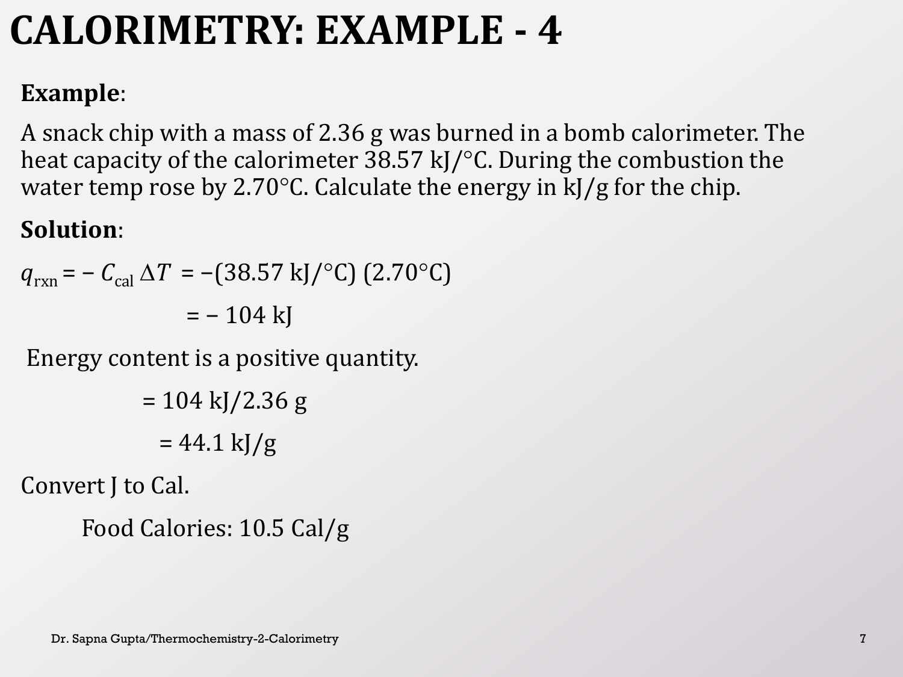# CALORIMETRY: EXAMPLE - 4

**Example**:

A snack chip with a mass of 2.36 g was burned in a bomb calorimeter. The heat capacity of the calorimeter 38.57 kJ/°C. During the combustion the water temp rose by 2.70°C. Calculate the energy in kJ/g for the chip.

**Solution**:

$q_{rxn} = -C_{cal}\,\Delta T = -(38.57\text{ kJ/°C})\,(2.70\text{°C})$

$= -104\text{ kJ}$

Energy content is a positive quantity.

$= 104\text{ kJ}/2.36\text{ g}$

$= 44.1\text{ kJ/g}$

Convert J to Cal.

Food Calories: 10.5 Cal/g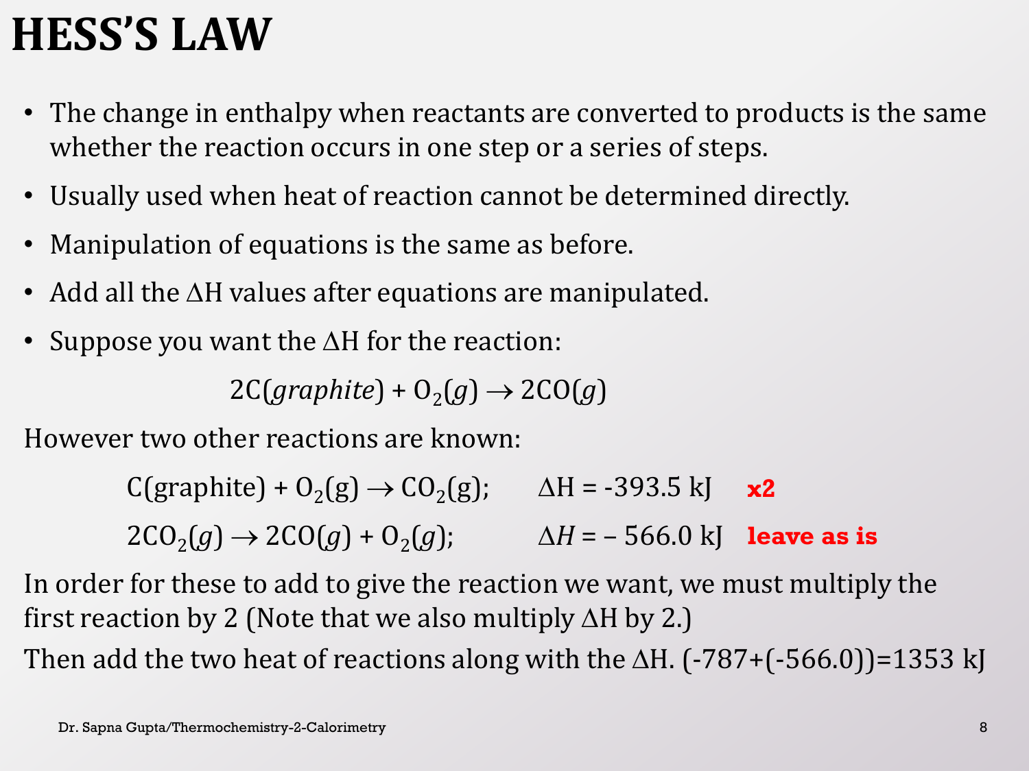# HESS'S LAW

- The change in enthalpy when reactants are converted to products is the same whether the reaction occurs in one step or a series of steps.
- Usually used when heat of reaction cannot be determined directly.
- Manipulation of equations is the same as before.
- Add all the ΔH values after equations are manipulated.
- Suppose you want the ΔH for the reaction:

$$2C(\textit{graphite}) + O_2(g) \rightarrow 2CO(g)$$

However two other reactions are known:

$C(\text{graphite}) + O_2(g) \rightarrow CO_2(g)$; $\Delta H = -393.5$ kJ **x2**

$2CO_2(g) \rightarrow 2CO(g) + O_2(g)$; $\Delta H = -566.0$ kJ **leave as is**

In order for these to add to give the reaction we want, we must multiply the first reaction by 2 (Note that we also multiply ΔH by 2.)

Then add the two heat of reactions along with the ΔH. (-787+(-566.0))=1353 kJ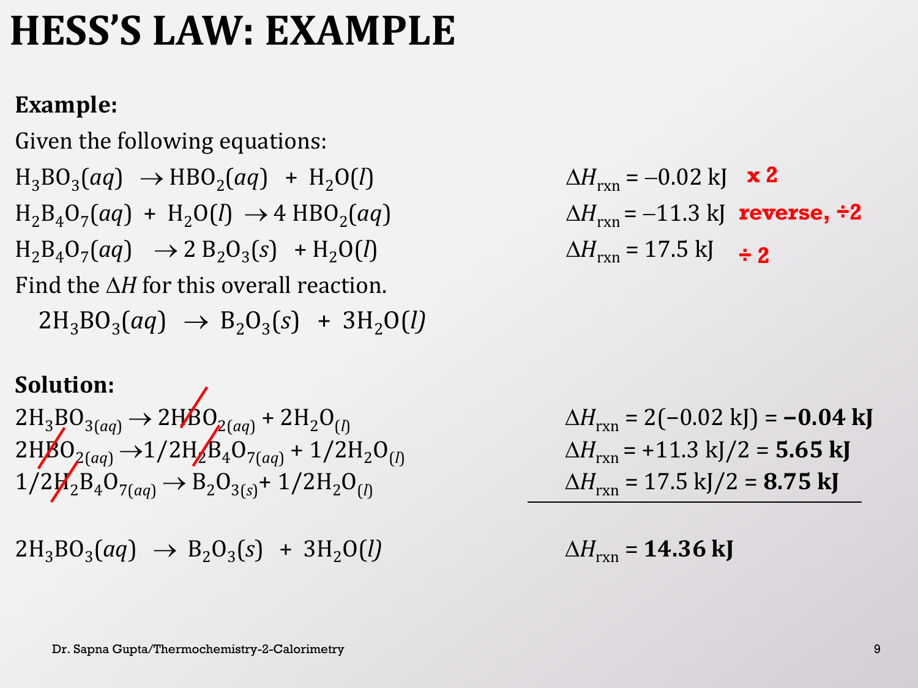# HESS'S LAW: EXAMPLE

**Example:**

Given the following equations:

$H_3BO_3(aq) \rightarrow HBO_2(aq) + H_2O(l)$ $\Delta H_{rxn} = -0.02$ kJ **x 2**

$H_2B_4O_7(aq) + H_2O(l) \rightarrow 4\ HBO_2(aq)$ $\Delta H_{rxn} = -11.3$ kJ **reverse, ÷2**

$H_2B_4O_7(aq) \rightarrow 2\ B_2O_3(s) + H_2O(l)$ $\Delta H_{rxn} = 17.5$ kJ **÷ 2**

Find the $\Delta H$ for this overall reaction.

$2H_3BO_3(aq) \rightarrow B_2O_3(s) + 3H_2O(l)$

**Solution:**

$2H_3BO_{3(aq)} \rightarrow 2HBO_{2(aq)} + 2H_2O_{(l)}$ $\Delta H_{rxn} = 2(-0.02\text{ kJ}) = \mathbf{-0.04\ kJ}$

$2HBO_{2(aq)} \rightarrow 1/2H_2B_4O_{7(aq)} + 1/2H_2O_{(l)}$ $\Delta H_{rxn} = +11.3\text{ kJ}/2 = \mathbf{5.65\ kJ}$

$1/2H_2B_4O_{7(aq)} \rightarrow B_2O_{3(s)} + 1/2H_2O_{(l)}$ $\Delta H_{rxn} = 17.5\text{ kJ}/2 = \mathbf{8.75\ kJ}$

---

$2H_3BO_3(aq) \rightarrow B_2O_3(s) + 3H_2O(l)$ $\Delta H_{rxn} = \mathbf{14.36\ kJ}$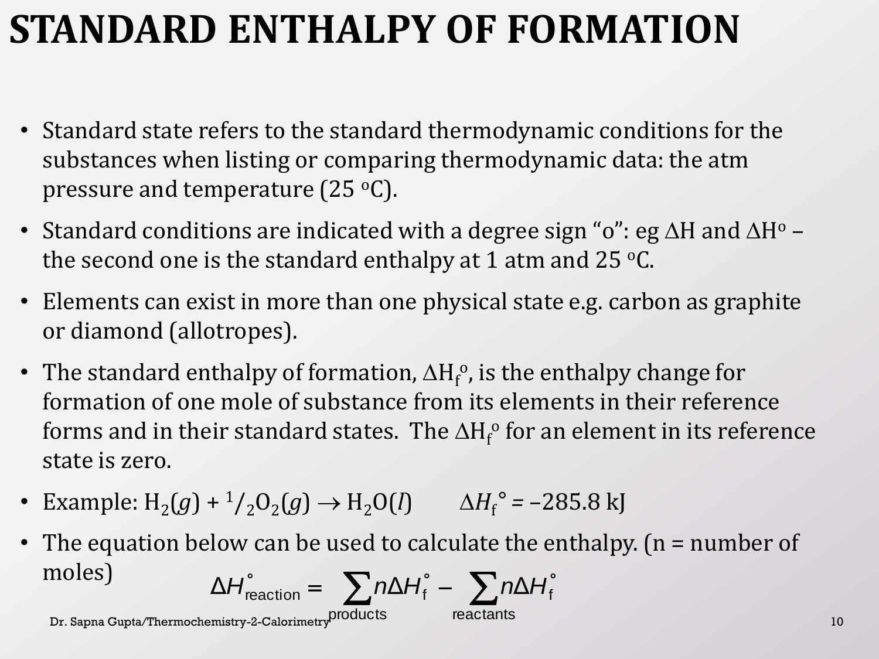# STANDARD ENTHALPY OF FORMATION

- Standard state refers to the standard thermodynamic conditions for the substances when listing or comparing thermodynamic data: the atm pressure and temperature (25 $^{o}C$).
- Standard conditions are indicated with a degree sign "o": eg $\Delta H$ and $\Delta H^{o}$ – the second one is the standard enthalpy at 1 atm and 25 $^{o}C$.
- Elements can exist in more than one physical state e.g. carbon as graphite or diamond (allotropes).
- The standard enthalpy of formation, $\Delta H_f^{o}$, is the enthalpy change for formation of one mole of substance from its elements in their reference forms and in their standard states. The $\Delta H_f^{o}$ for an element in its reference state is zero.
- Example: $H_2(g) + {}^{1}/{}_{2}O_2(g) \rightarrow H_2O(l)$ $\quad \Delta H_f^{\circ} = -285.8$ kJ
- The equation below can be used to calculate the enthalpy. (n = number of moles)

$$\Delta H^{\circ}_{\text{reaction}} = \sum_{\text{products}} n\Delta H^{\circ}_{f} - \sum_{\text{reactants}} n\Delta H^{\circ}_{f}$$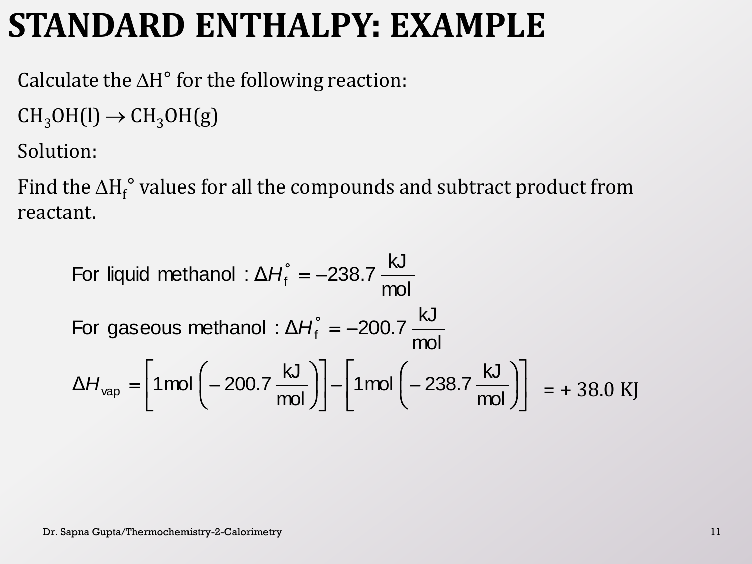# STANDARD ENTHALPY: EXAMPLE

Calculate the $\Delta H^\circ$ for the following reaction:

$CH_3OH(l) \rightarrow CH_3OH(g)$

Solution:

Find the $\Delta H_f^\circ$ values for all the compounds and subtract product from reactant.

$$\text{For liquid methanol : } \Delta H_f^\circ = -238.7\,\frac{\text{kJ}}{\text{mol}}$$

$$\text{For gaseous methanol : } \Delta H_f^\circ = -200.7\,\frac{\text{kJ}}{\text{mol}}$$

$$\Delta H_{vap} = \left[1\text{mol}\left(-200.7\,\frac{\text{kJ}}{\text{mol}}\right)\right] - \left[1\text{mol}\left(-238.7\,\frac{\text{kJ}}{\text{mol}}\right)\right] = +38.0 \text{ KJ}$$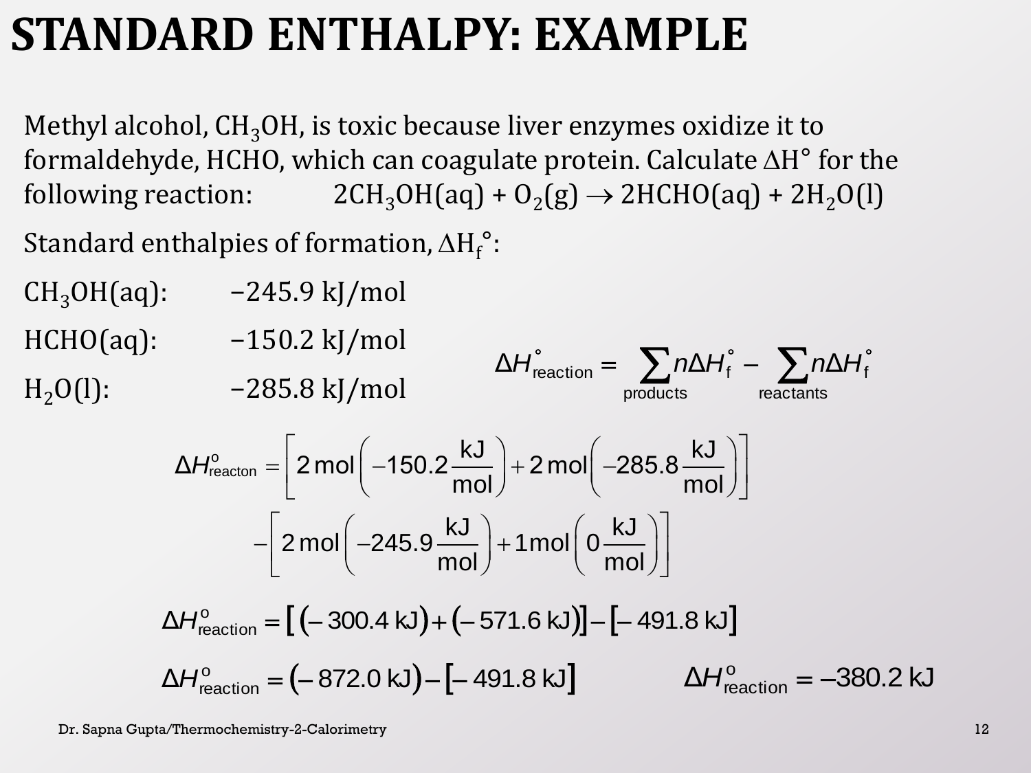# STANDARD ENTHALPY: EXAMPLE

Methyl alcohol, $CH_3OH$, is toxic because liver enzymes oxidize it to formaldehyde, HCHO, which can coagulate protein. Calculate $\Delta H°$ for the following reaction: $2CH_3OH(aq) + O_2(g) \rightarrow 2HCHO(aq) + 2H_2O(l)$

Standard enthalpies of formation, $\Delta H_f°$:

$CH_3OH(aq)$: −245.9 kJ/mol

$HCHO(aq)$: −150.2 kJ/mol

$H_2O(l)$: −285.8 kJ/mol

$$\Delta H^\circ_{\text{reaction}} = \sum_{\text{products}} n\Delta H^\circ_f - \sum_{\text{reactants}} n\Delta H^\circ_f$$

$$\Delta H^o_{\text{reacton}} = \left[2\,\text{mol}\left(-150.2\frac{\text{kJ}}{\text{mol}}\right) + 2\,\text{mol}\left(-285.8\frac{\text{kJ}}{\text{mol}}\right)\right] - \left[2\,\text{mol}\left(-245.9\frac{\text{kJ}}{\text{mol}}\right) + 1\,\text{mol}\left(0\frac{\text{kJ}}{\text{mol}}\right)\right]$$

$$\Delta H^o_{\text{reaction}} = [(-300.4\text{ kJ}) + (-571.6\text{ kJ})] - [-491.8\text{ kJ}]$$

$$\Delta H^o_{\text{reaction}} = (-872.0\text{ kJ}) - [-491.8\text{ kJ}] \qquad \Delta H^o_{\text{reaction}} = -380.2\text{ kJ}$$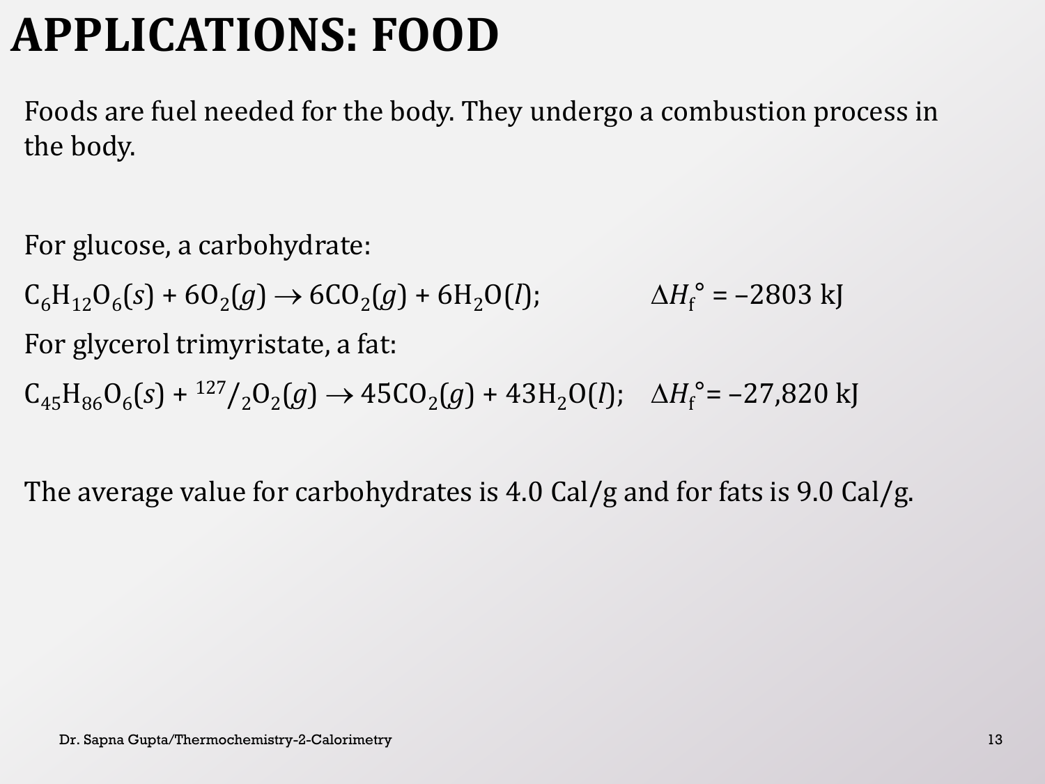# APPLICATIONS: FOOD

Foods are fuel needed for the body. They undergo a combustion process in the body.

For glucose, a carbohydrate:

$C_6H_{12}O_6(s) + 6O_2(g) \rightarrow 6CO_2(g) + 6H_2O(l)$; $\Delta H_f^\circ = -2803$ kJ

For glycerol trimyristate, a fat:

$C_{45}H_{86}O_6(s) + {}^{127}/_2O_2(g) \rightarrow 45CO_2(g) + 43H_2O(l)$; $\Delta H_f^\circ = -27{,}820$ kJ

The average value for carbohydrates is 4.0 Cal/g and for fats is 9.0 Cal/g.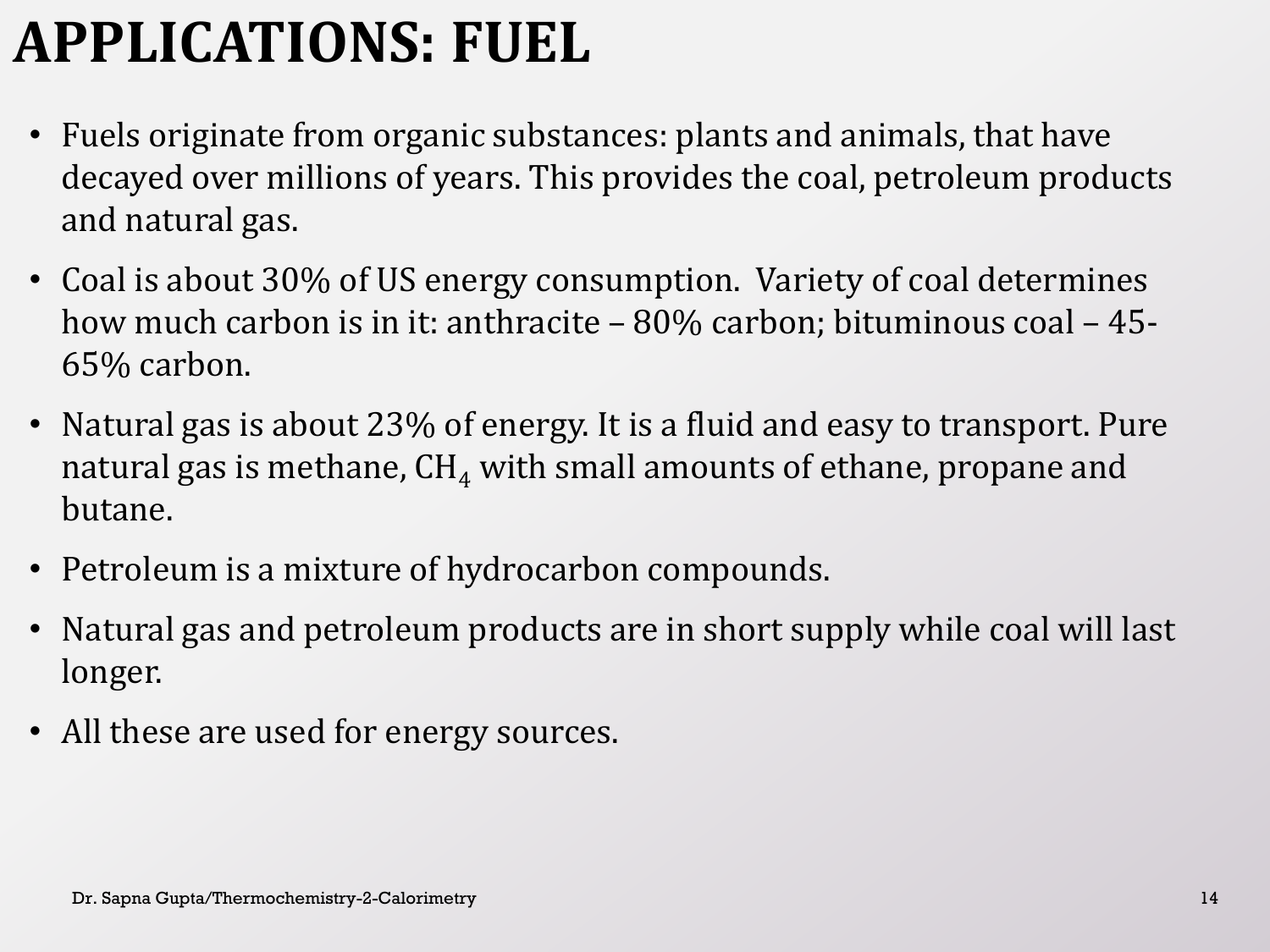# APPLICATIONS: FUEL

- Fuels originate from organic substances: plants and animals, that have decayed over millions of years. This provides the coal, petroleum products and natural gas.
- Coal is about 30% of US energy consumption. Variety of coal determines how much carbon is in it: anthracite – 80% carbon; bituminous coal – 45-65% carbon.
- Natural gas is about 23% of energy. It is a fluid and easy to transport. Pure natural gas is methane, $CH_4$ with small amounts of ethane, propane and butane.
- Petroleum is a mixture of hydrocarbon compounds.
- Natural gas and petroleum products are in short supply while coal will last longer.
- All these are used for energy sources.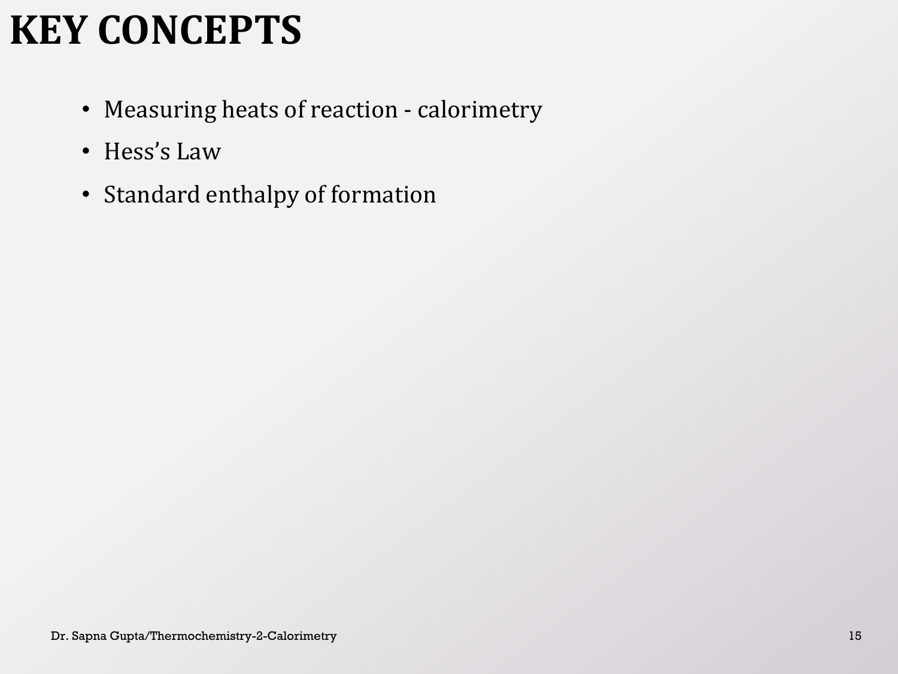# KEY CONCEPTS

- Measuring heats of reaction - calorimetry
- Hess's Law
- Standard enthalpy of formation